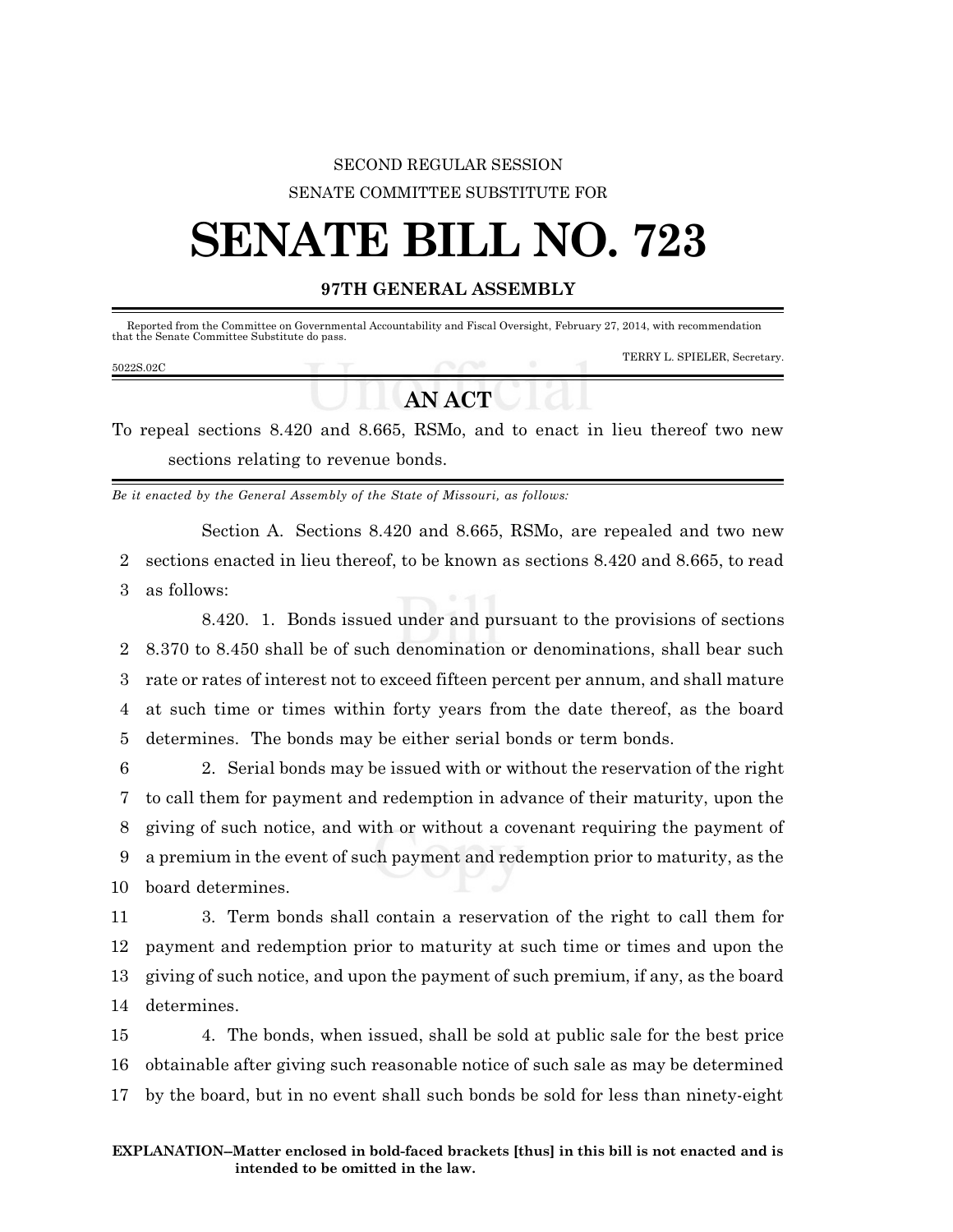SECOND REGULAR SESSION

SENATE COMMITTEE SUBSTITUTE FOR

# SENATE BILL NO. 723

**97TH GENERAL ASSEMBLY**

Reported from the Committee on Governmental Accountability and Fiscal Oversight, February 27, 2014, with recommendation that the Senate Committee Substitute do pass.

TERRY L. SPIELER, Secretary.

5022S.02C

## AN ACT

To repeal sections 8.420 and 8.665, RSMo, and to enact in lieu thereof two new sections relating to revenue bonds.

*Be it enacted by the General Assembly of the State of Missouri, as follows:*

Section A. Sections 8.420 and 8.665, RSMo, are repealed and two new sections enacted in lieu thereof, to be known as sections 8.420 and 8.665, to read as follows:

8.420. 1. Bonds issued under and pursuant to the provisions of sections 8.370 to 8.450 shall be of such denomination or denominations, shall bear such rate or rates of interest not to exceed fifteen percent per annum, and shall mature at such time or times within forty years from the date thereof, as the board determines. The bonds may be either serial bonds or term bonds.

2. Serial bonds may be issued with or without the reservation of the right to call them for payment and redemption in advance of their maturity, upon the giving of such notice, and with or without a covenant requiring the payment of a premium in the event of such payment and redemption prior to maturity, as the board determines.

3. Term bonds shall contain a reservation of the right to call them for payment and redemption prior to maturity at such time or times and upon the giving of such notice, and upon the payment of such premium, if any, as the board determines.

4. The bonds, when issued, shall be sold at public sale for the best price obtainable after giving such reasonable notice of such sale as may be determined by the board, but in no event shall such bonds be sold for less than ninety-eight

**EXPLANATION–Matter enclosed in bold-faced brackets [thus] in this bill is not enacted and is intended to be omitted in the law.**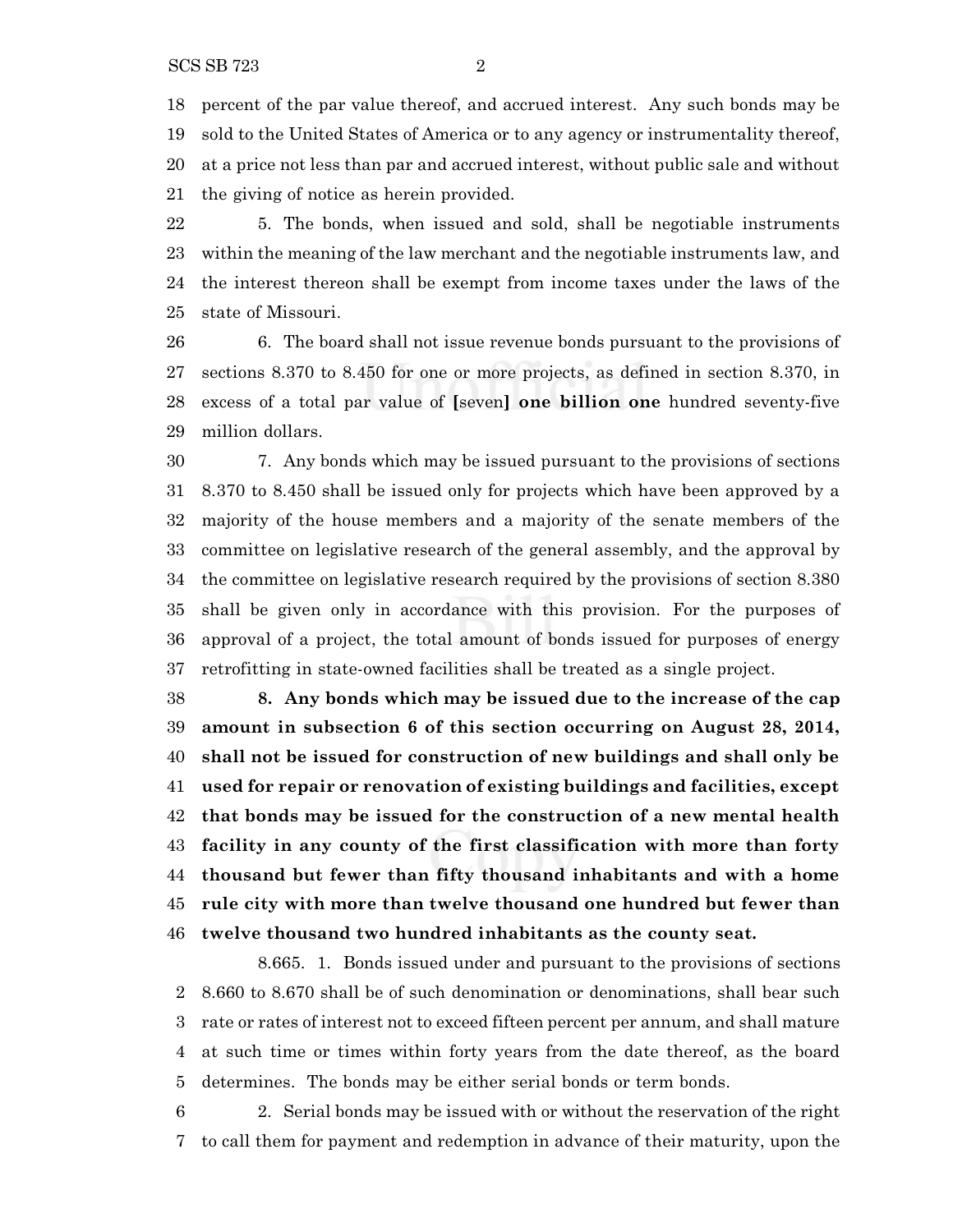percent of the par value thereof, and accrued interest. Any such bonds may be sold to the United States of America or to any agency or instrumentality thereof, at a price not less than par and accrued interest, without public sale and without the giving of notice as herein provided.

5. The bonds, when issued and sold, shall be negotiable instruments within the meaning of the law merchant and the negotiable instruments law, and the interest thereon shall be exempt from income taxes under the laws of the state of Missouri.

6. The board shall not issue revenue bonds pursuant to the provisions of sections 8.370 to 8.450 for one or more projects, as defined in section 8.370, in excess of a total par value of **[**seven**]** **one billion one** hundred seventy-five million dollars.

7. Any bonds which may be issued pursuant to the provisions of sections 8.370 to 8.450 shall be issued only for projects which have been approved by a majority of the house members and a majority of the senate members of the committee on legislative research of the general assembly, and the approval by the committee on legislative research required by the provisions of section 8.380 shall be given only in accordance with this provision. For the purposes of approval of a project, the total amount of bonds issued for purposes of energy retrofitting in state-owned facilities shall be treated as a single project.

**8. Any bonds which may be issued due to the increase of the cap amount in subsection 6 of this section occurring on August 28, 2014, shall not be issued for construction of new buildings and shall only be used for repair or renovation of existing buildings and facilities, except that bonds may be issued for the construction of a new mental health facility in any county of the first classification with more than forty thousand but fewer than fifty thousand inhabitants and with a home rule city with more than twelve thousand one hundred but fewer than twelve thousand two hundred inhabitants as the county seat.**

8.665. 1. Bonds issued under and pursuant to the provisions of sections 8.660 to 8.670 shall be of such denomination or denominations, shall bear such rate or rates of interest not to exceed fifteen percent per annum, and shall mature at such time or times within forty years from the date thereof, as the board determines. The bonds may be either serial bonds or term bonds.

2. Serial bonds may be issued with or without the reservation of the right to call them for payment and redemption in advance of their maturity, upon the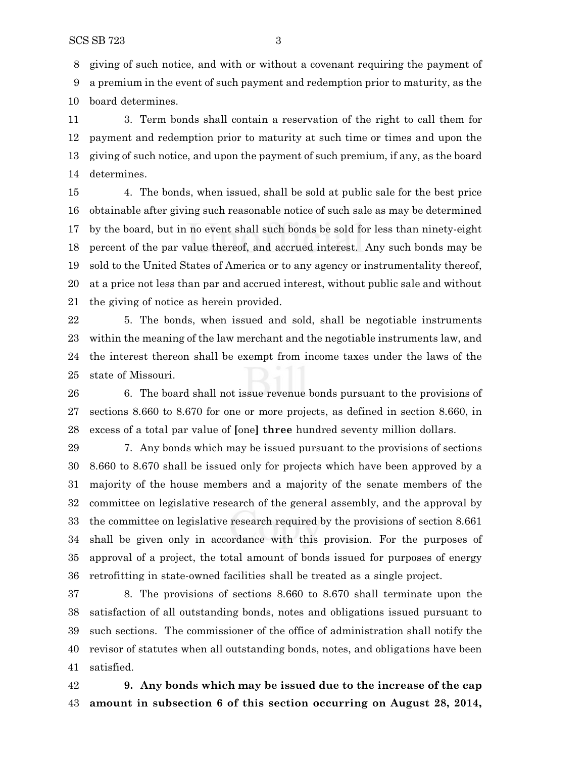giving of such notice, and with or without a covenant requiring the payment of a premium in the event of such payment and redemption prior to maturity, as the board determines.

3. Term bonds shall contain a reservation of the right to call them for payment and redemption prior to maturity at such time or times and upon the giving of such notice, and upon the payment of such premium, if any, as the board determines.

4. The bonds, when issued, shall be sold at public sale for the best price obtainable after giving such reasonable notice of such sale as may be determined by the board, but in no event shall such bonds be sold for less than ninety-eight percent of the par value thereof, and accrued interest. Any such bonds may be sold to the United States of America or to any agency or instrumentality thereof, at a price not less than par and accrued interest, without public sale and without the giving of notice as herein provided.

5. The bonds, when issued and sold, shall be negotiable instruments within the meaning of the law merchant and the negotiable instruments law, and the interest thereon shall be exempt from income taxes under the laws of the state of Missouri.

6. The board shall not issue revenue bonds pursuant to the provisions of sections 8.660 to 8.670 for one or more projects, as defined in section 8.660, in excess of a total par value of **[**one**] three** hundred seventy million dollars.

7. Any bonds which may be issued pursuant to the provisions of sections 8.660 to 8.670 shall be issued only for projects which have been approved by a majority of the house members and a majority of the senate members of the committee on legislative research of the general assembly, and the approval by the committee on legislative research required by the provisions of section 8.661 shall be given only in accordance with this provision. For the purposes of approval of a project, the total amount of bonds issued for purposes of energy retrofitting in state-owned facilities shall be treated as a single project.

8. The provisions of sections 8.660 to 8.670 shall terminate upon the satisfaction of all outstanding bonds, notes and obligations issued pursuant to such sections. The commissioner of the office of administration shall notify the revisor of statutes when all outstanding bonds, notes, and obligations have been satisfied.

**9. Any bonds which may be issued due to the increase of the cap amount in subsection 6 of this section occurring on August 28, 2014,**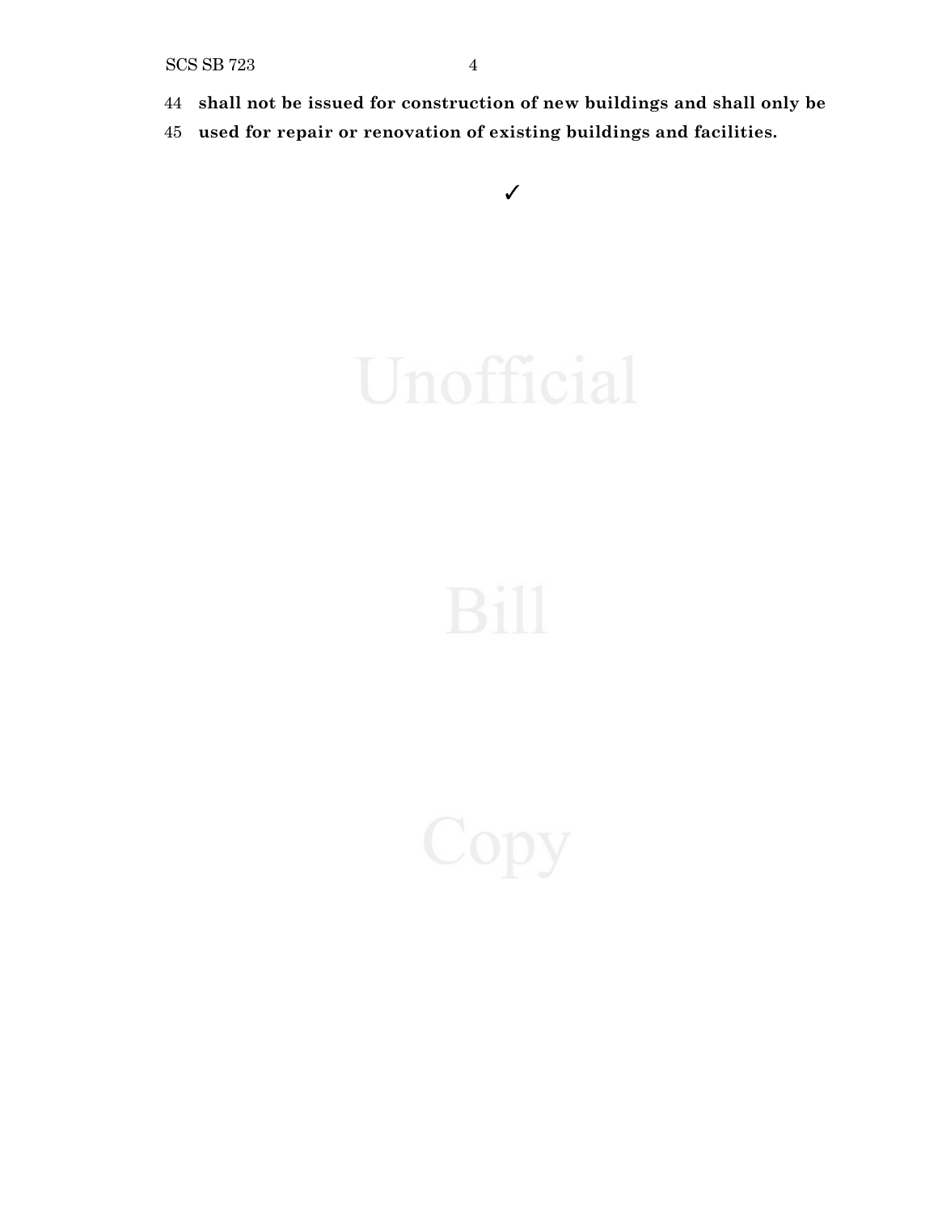44 **shall not be issued for construction of new buildings and shall only be**
45 **used for repair or renovation of existing buildings and facilities.**

✓